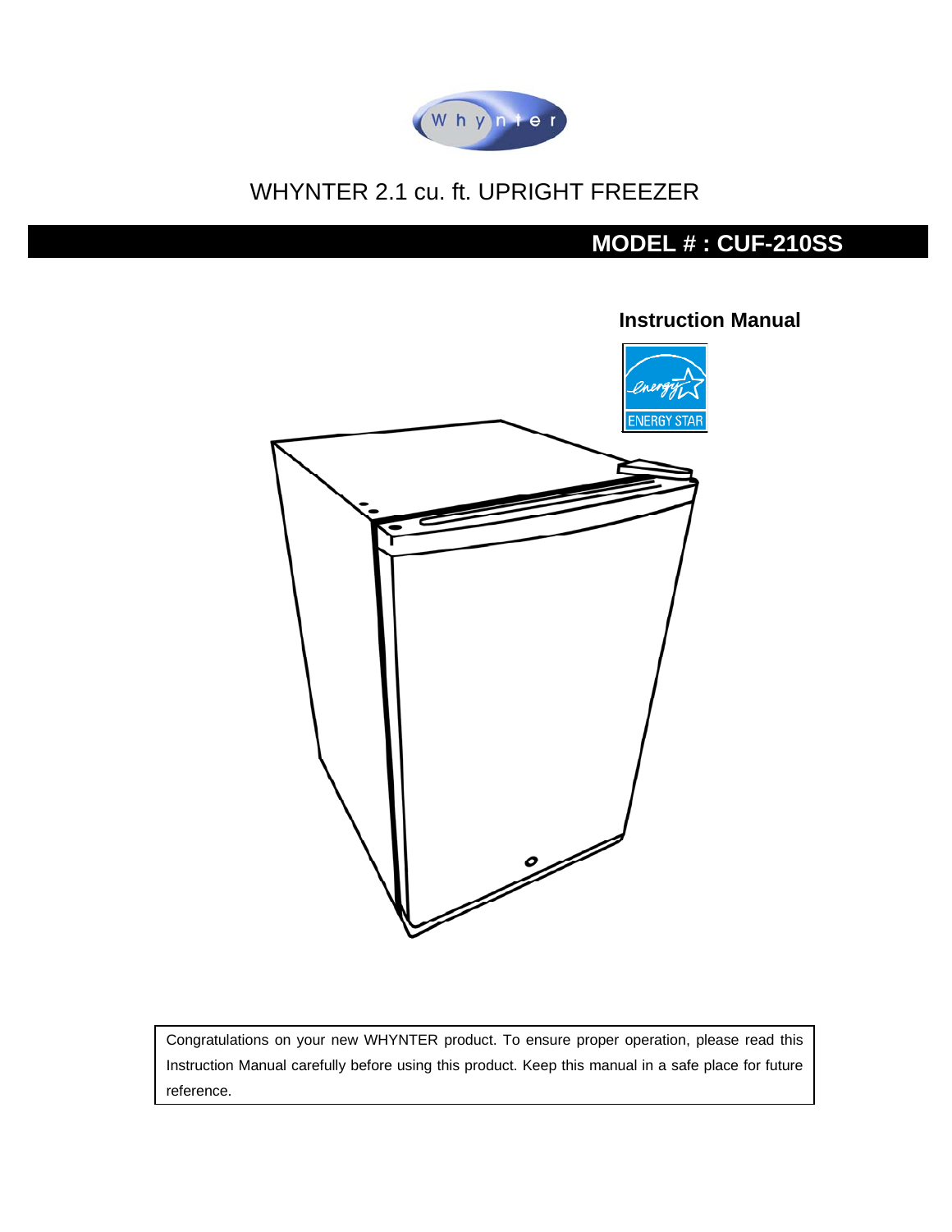Whynter

# WHYNTER 2.1 cu. ft. UPRIGHT FREEZER

## MODEL # : CUF-210SS

**Instruction Manual**

ENERGY STAR

Congratulations on your new WHYNTER product. To ensure proper operation, please read this Instruction Manual carefully before using this product. Keep this manual in a safe place for future reference.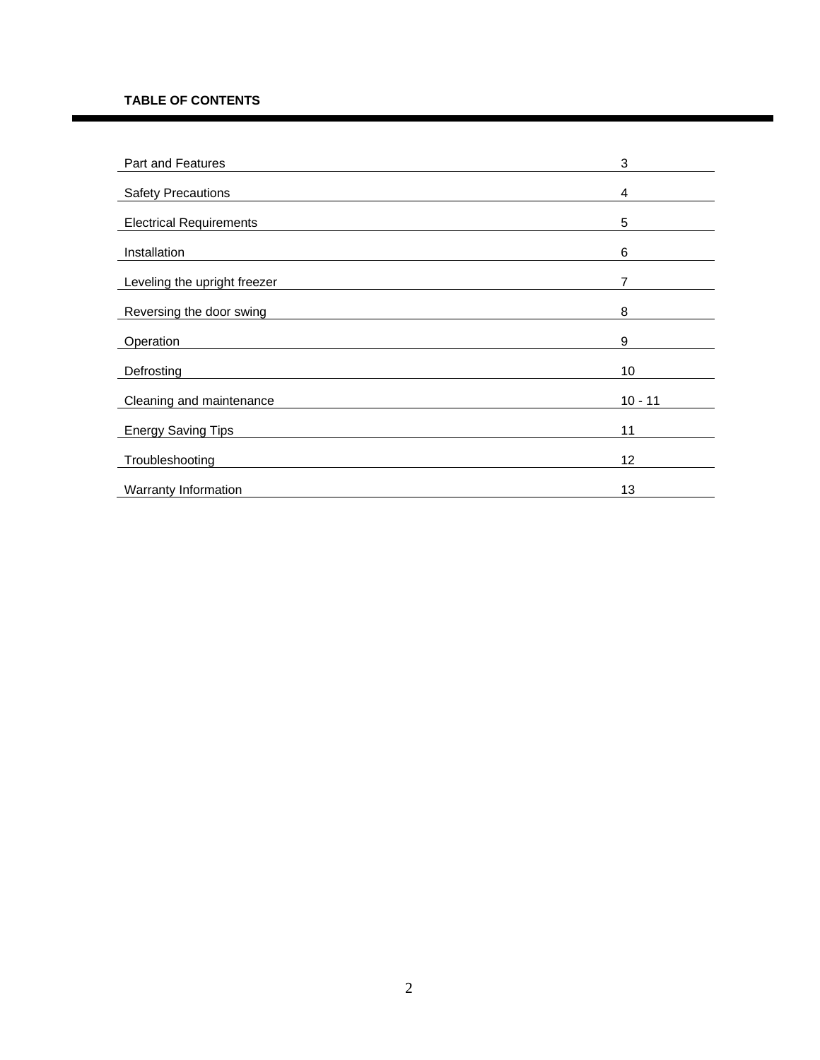## TABLE OF CONTENTS

| | |
|---|---|
| Part and Features | 3 |
| Safety Precautions | 4 |
| Electrical Requirements | 5 |
| Installation | 6 |
| Leveling the upright freezer | 7 |
| Reversing the door swing | 8 |
| Operation | 9 |
| Defrosting | 10 |
| Cleaning and maintenance | 10 - 11 |
| Energy Saving Tips | 11 |
| Troubleshooting | 12 |
| Warranty Information | 13 |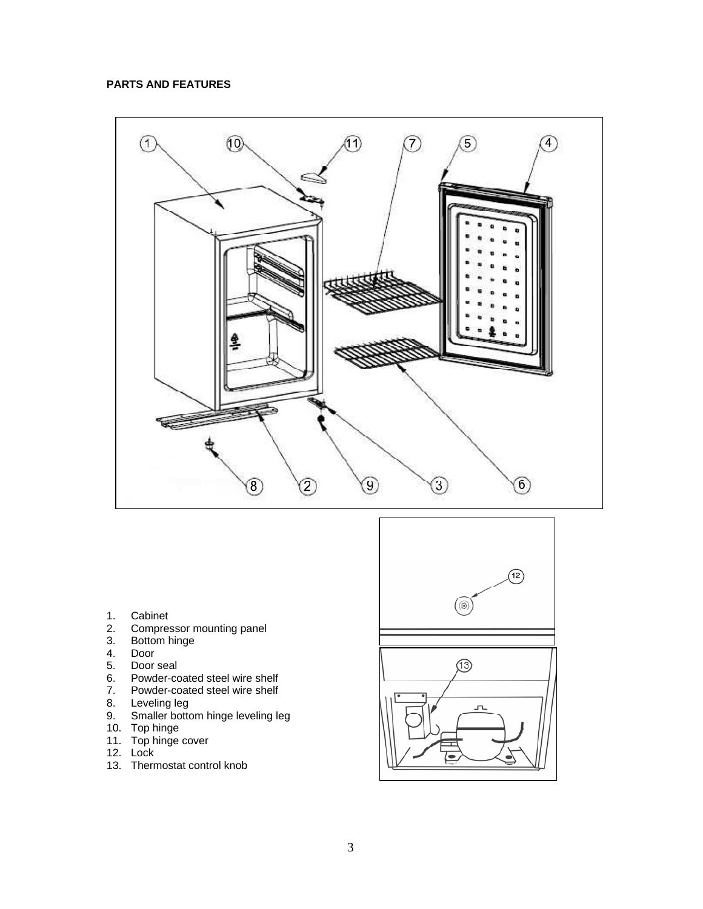**PARTS AND FEATURES**

1. Cabinet
2. Compressor mounting panel
3. Bottom hinge
4. Door
5. Door seal
6. Powder-coated steel wire shelf
7. Powder-coated steel wire shelf
8. Leveling leg
9. Smaller bottom hinge leveling leg
10. Top hinge
11. Top hinge cover
12. Lock
13. Thermostat control knob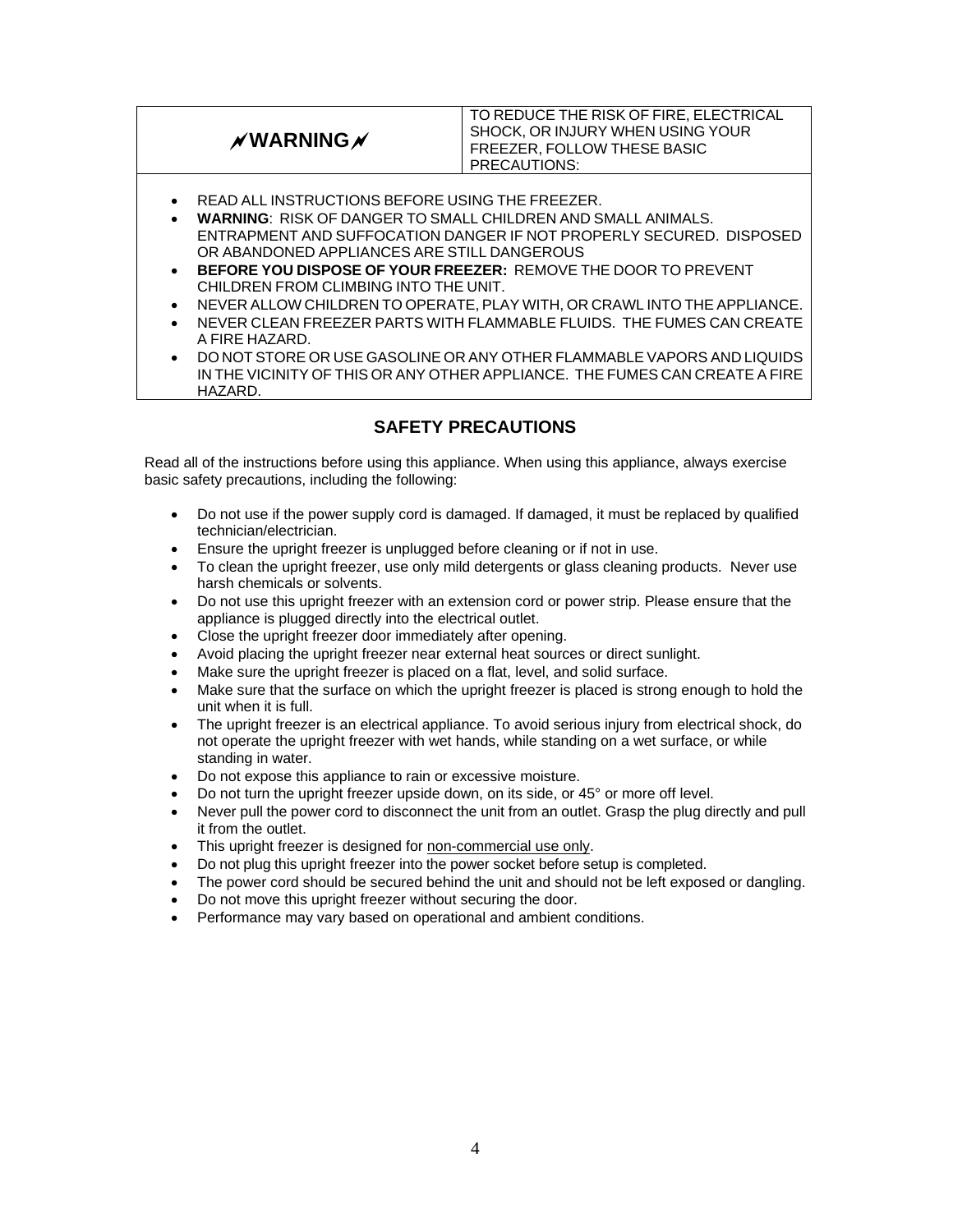| ⚠WARNING⚠ | TO REDUCE THE RISK OF FIRE, ELECTRICAL SHOCK, OR INJURY WHEN USING YOUR FREEZER, FOLLOW THESE BASIC PRECAUTIONS: |
|---|---|

- READ ALL INSTRUCTIONS BEFORE USING THE FREEZER.
- **WARNING**: RISK OF DANGER TO SMALL CHILDREN AND SMALL ANIMALS. ENTRAPMENT AND SUFFOCATION DANGER IF NOT PROPERLY SECURED. DISPOSED OR ABANDONED APPLIANCES ARE STILL DANGEROUS
- **BEFORE YOU DISPOSE OF YOUR FREEZER:** REMOVE THE DOOR TO PREVENT CHILDREN FROM CLIMBING INTO THE UNIT.
- NEVER ALLOW CHILDREN TO OPERATE, PLAY WITH, OR CRAWL INTO THE APPLIANCE.
- NEVER CLEAN FREEZER PARTS WITH FLAMMABLE FLUIDS. THE FUMES CAN CREATE A FIRE HAZARD.
- DO NOT STORE OR USE GASOLINE OR ANY OTHER FLAMMABLE VAPORS AND LIQUIDS IN THE VICINITY OF THIS OR ANY OTHER APPLIANCE. THE FUMES CAN CREATE A FIRE HAZARD.

## SAFETY PRECAUTIONS

Read all of the instructions before using this appliance. When using this appliance, always exercise basic safety precautions, including the following:

- Do not use if the power supply cord is damaged. If damaged, it must be replaced by qualified technician/electrician.
- Ensure the upright freezer is unplugged before cleaning or if not in use.
- To clean the upright freezer, use only mild detergents or glass cleaning products. Never use harsh chemicals or solvents.
- Do not use this upright freezer with an extension cord or power strip. Please ensure that the appliance is plugged directly into the electrical outlet.
- Close the upright freezer door immediately after opening.
- Avoid placing the upright freezer near external heat sources or direct sunlight.
- Make sure the upright freezer is placed on a flat, level, and solid surface.
- Make sure that the surface on which the upright freezer is placed is strong enough to hold the unit when it is full.
- The upright freezer is an electrical appliance. To avoid serious injury from electrical shock, do not operate the upright freezer with wet hands, while standing on a wet surface, or while standing in water.
- Do not expose this appliance to rain or excessive moisture.
- Do not turn the upright freezer upside down, on its side, or 45° or more off level.
- Never pull the power cord to disconnect the unit from an outlet. Grasp the plug directly and pull it from the outlet.
- This upright freezer is designed for non-commercial use only.
- Do not plug this upright freezer into the power socket before setup is completed.
- The power cord should be secured behind the unit and should not be left exposed or dangling.
- Do not move this upright freezer without securing the door.
- Performance may vary based on operational and ambient conditions.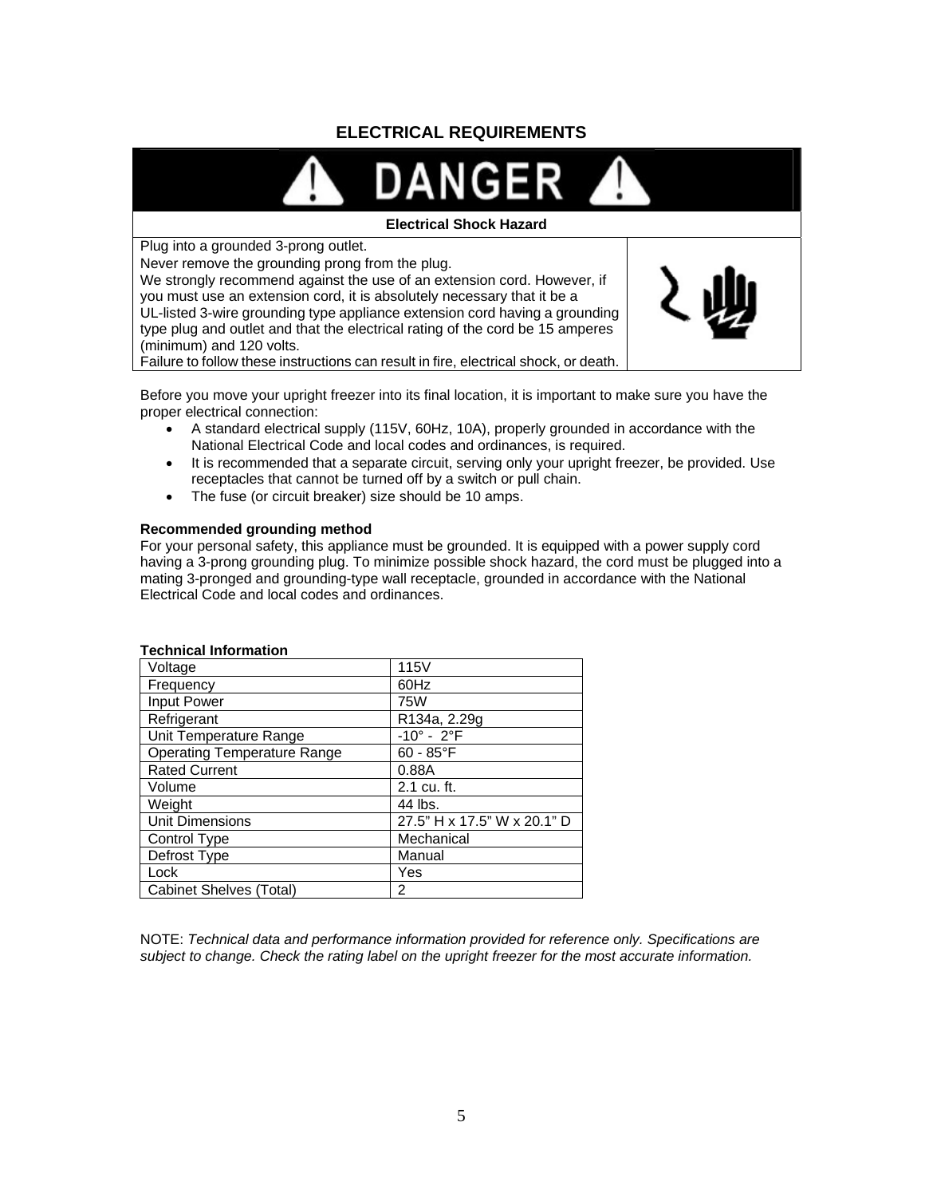## ELECTRICAL REQUIREMENTS

**⚠ DANGER ⚠**

**Electrical Shock Hazard**

Plug into a grounded 3-prong outlet.
Never remove the grounding prong from the plug.
We strongly recommend against the use of an extension cord. However, if you must use an extension cord, it is absolutely necessary that it be a UL-listed 3-wire grounding type appliance extension cord having a grounding type plug and outlet and that the electrical rating of the cord be 15 amperes (minimum) and 120 volts.
Failure to follow these instructions can result in fire, electrical shock, or death.

Before you move your upright freezer into its final location, it is important to make sure you have the proper electrical connection:

- A standard electrical supply (115V, 60Hz, 10A), properly grounded in accordance with the National Electrical Code and local codes and ordinances, is required.
- It is recommended that a separate circuit, serving only your upright freezer, be provided. Use receptacles that cannot be turned off by a switch or pull chain.
- The fuse (or circuit breaker) size should be 10 amps.

**Recommended grounding method**
For your personal safety, this appliance must be grounded. It is equipped with a power supply cord having a 3-prong grounding plug. To minimize possible shock hazard, the cord must be plugged into a mating 3-pronged and grounding-type wall receptacle, grounded in accordance with the National Electrical Code and local codes and ordinances.

**Technical Information**

| | |
|---|---|
| Voltage | 115V |
| Frequency | 60Hz |
| Input Power | 75W |
| Refrigerant | R134a, 2.29g |
| Unit Temperature Range | -10° - 2°F |
| Operating Temperature Range | 60 - 85°F |
| Rated Current | 0.88A |
| Volume | 2.1 cu. ft. |
| Weight | 44 lbs. |
| Unit Dimensions | 27.5" H x 17.5" W x 20.1" D |
| Control Type | Mechanical |
| Defrost Type | Manual |
| Lock | Yes |
| Cabinet Shelves (Total) | 2 |

NOTE: *Technical data and performance information provided for reference only. Specifications are subject to change. Check the rating label on the upright freezer for the most accurate information.*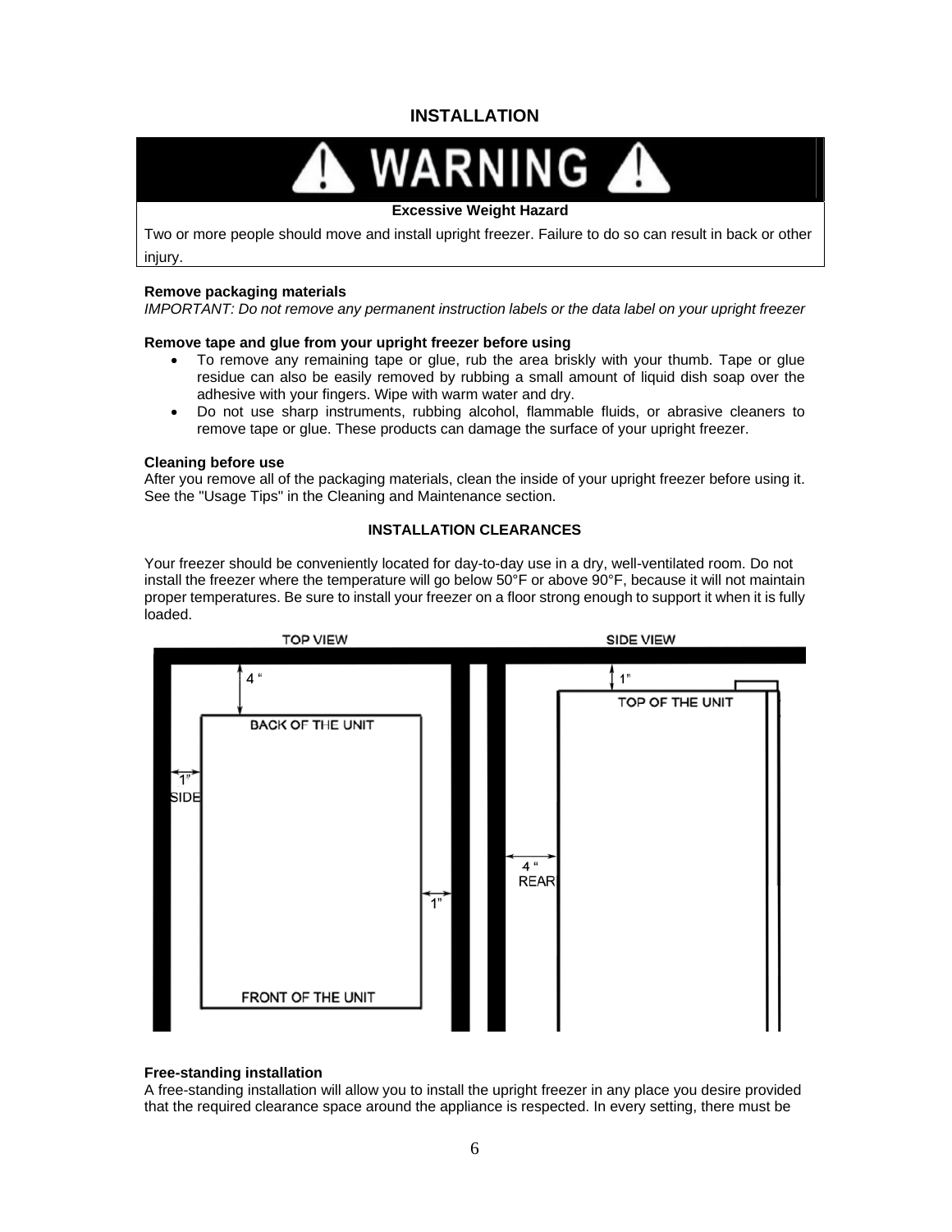# INSTALLATION

**⚠ WARNING ⚠**

**Excessive Weight Hazard**

Two or more people should move and install upright freezer. Failure to do so can result in back or other injury.

**Remove packaging materials**

*IMPORTANT: Do not remove any permanent instruction labels or the data label on your upright freezer*

**Remove tape and glue from your upright freezer before using**

- To remove any remaining tape or glue, rub the area briskly with your thumb. Tape or glue residue can also be easily removed by rubbing a small amount of liquid dish soap over the adhesive with your fingers. Wipe with warm water and dry.
- Do not use sharp instruments, rubbing alcohol, flammable fluids, or abrasive cleaners to remove tape or glue. These products can damage the surface of your upright freezer.

**Cleaning before use**

After you remove all of the packaging materials, clean the inside of your upright freezer before using it. See the "Usage Tips" in the Cleaning and Maintenance section.

## INSTALLATION CLEARANCES

Your freezer should be conveniently located for day-to-day use in a dry, well-ventilated room. Do not install the freezer where the temperature will go below 50°F or above 90°F, because it will not maintain proper temperatures. Be sure to install your freezer on a floor strong enough to support it when it is fully loaded.

TOP VIEW: BACK OF THE UNIT – 4" ; SIDE – 1" ; 1" ; FRONT OF THE UNIT

SIDE VIEW: TOP OF THE UNIT – 1" ; REAR – 4"

**Free-standing installation**

A free-standing installation will allow you to install the upright freezer in any place you desire provided that the required clearance space around the appliance is respected. In every setting, there must be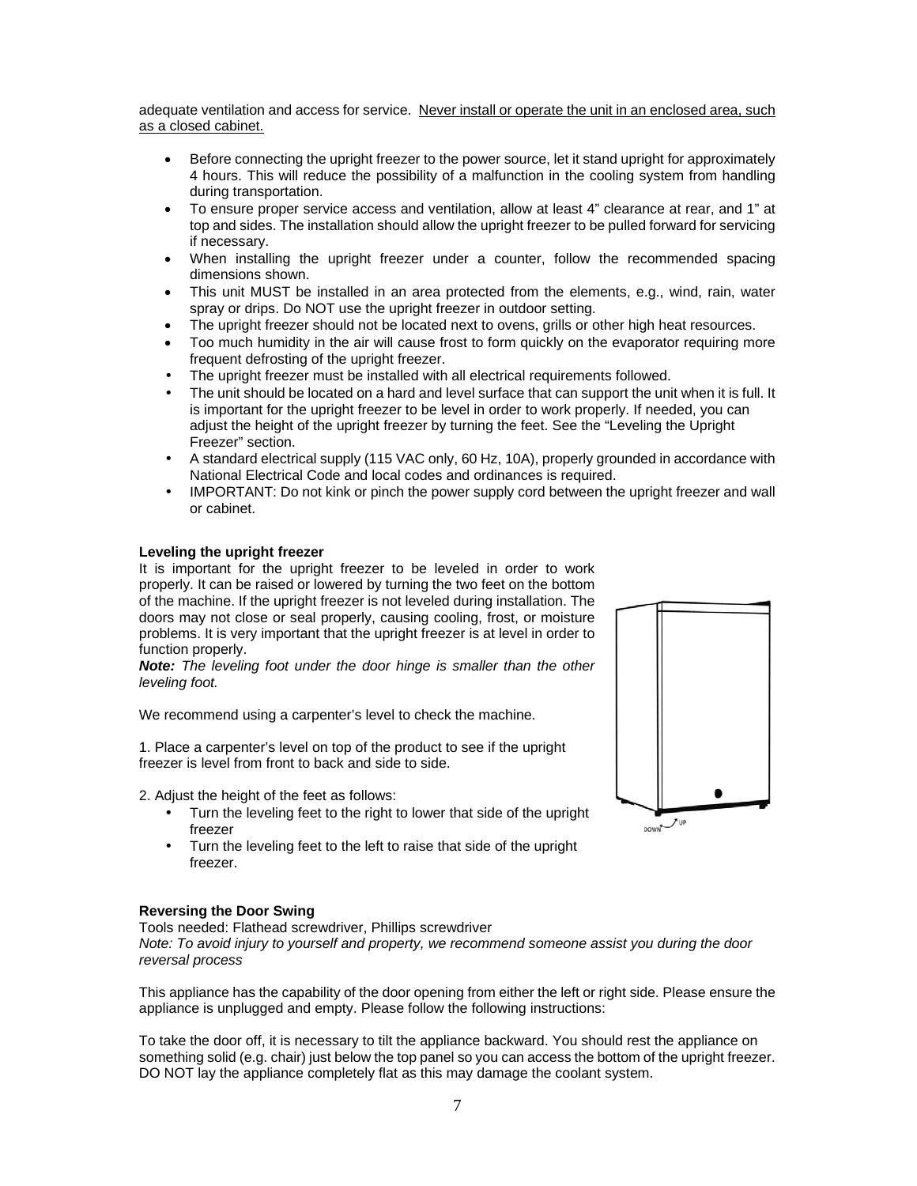adequate ventilation and access for service. Never install or operate the unit in an enclosed area, such as a closed cabinet.

- Before connecting the upright freezer to the power source, let it stand upright for approximately 4 hours. This will reduce the possibility of a malfunction in the cooling system from handling during transportation.
- To ensure proper service access and ventilation, allow at least 4" clearance at rear, and 1" at top and sides. The installation should allow the upright freezer to be pulled forward for servicing if necessary.
- When installing the upright freezer under a counter, follow the recommended spacing dimensions shown.
- This unit MUST be installed in an area protected from the elements, e.g., wind, rain, water spray or drips. Do NOT use the upright freezer in outdoor setting.
- The upright freezer should not be located next to ovens, grills or other high heat resources.
- Too much humidity in the air will cause frost to form quickly on the evaporator requiring more frequent defrosting of the upright freezer.
- The upright freezer must be installed with all electrical requirements followed.
- The unit should be located on a hard and level surface that can support the unit when it is full. It is important for the upright freezer to be level in order to work properly. If needed, you can adjust the height of the upright freezer by turning the feet. See the "Leveling the Upright Freezer" section.
- A standard electrical supply (115 VAC only, 60 Hz, 10A), properly grounded in accordance with National Electrical Code and local codes and ordinances is required.
- IMPORTANT: Do not kink or pinch the power supply cord between the upright freezer and wall or cabinet.

**Leveling the upright freezer**

It is important for the upright freezer to be leveled in order to work properly. It can be raised or lowered by turning the two feet on the bottom of the machine. If the upright freezer is not leveled during installation. The doors may not close or seal properly, causing cooling, frost, or moisture problems. It is very important that the upright freezer is at level in order to function properly.

***Note:*** *The leveling foot under the door hinge is smaller than the other leveling foot.*

We recommend using a carpenter's level to check the machine.

1. Place a carpenter's level on top of the product to see if the upright freezer is level from front to back and side to side.

2. Adjust the height of the feet as follows:
   - Turn the leveling feet to the right to lower that side of the upright freezer
   - Turn the leveling feet to the left to raise that side of the upright freezer.

DOWN UP

**Reversing the Door Swing**

Tools needed: Flathead screwdriver, Phillips screwdriver

*Note: To avoid injury to yourself and property, we recommend someone assist you during the door reversal process*

This appliance has the capability of the door opening from either the left or right side. Please ensure the appliance is unplugged and empty. Please follow the following instructions:

To take the door off, it is necessary to tilt the appliance backward. You should rest the appliance on something solid (e.g. chair) just below the top panel so you can access the bottom of the upright freezer. DO NOT lay the appliance completely flat as this may damage the coolant system.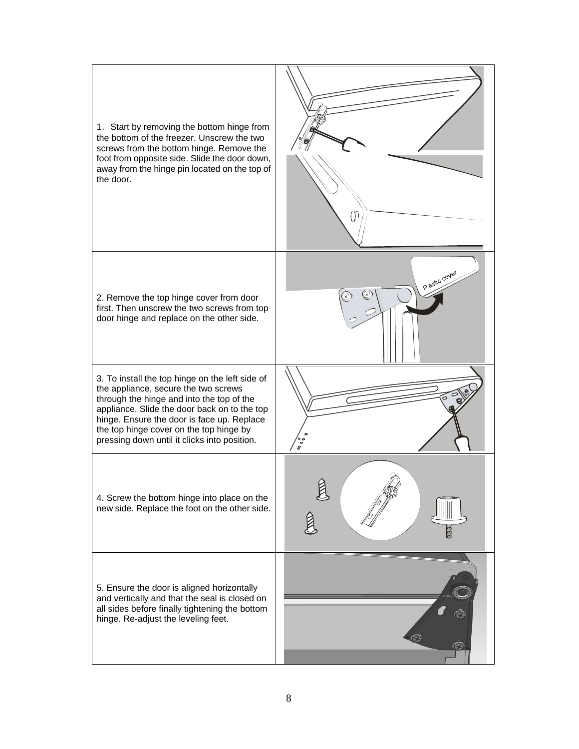| | |
|---|---|
| 1. Start by removing the bottom hinge from the bottom of the freezer. Unscrew the two screws from the bottom hinge. Remove the foot from opposite side. Slide the door down, away from the hinge pin located on the top of the door. | |
| 2. Remove the top hinge cover from door first. Then unscrew the two screws from top door hinge and replace on the other side. | |
| 3. To install the top hinge on the left side of the appliance, secure the two screws through the hinge and into the top of the appliance. Slide the door back on to the top hinge. Ensure the door is face up. Replace the top hinge cover on the top hinge by pressing down until it clicks into position. | |
| 4. Screw the bottom hinge into place on the new side. Replace the foot on the other side. | |
| 5. Ensure the door is aligned horizontally and vertically and that the seal is closed on all sides before finally tightening the bottom hinge. Re-adjust the leveling feet. | |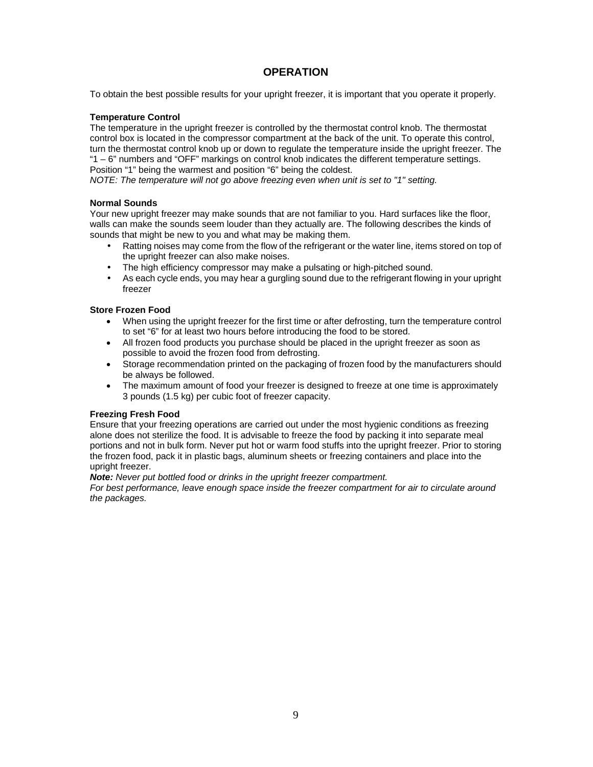# OPERATION

To obtain the best possible results for your upright freezer, it is important that you operate it properly.

**Temperature Control**

The temperature in the upright freezer is controlled by the thermostat control knob. The thermostat control box is located in the compressor compartment at the back of the unit. To operate this control, turn the thermostat control knob up or down to regulate the temperature inside the upright freezer. The "1 – 6" numbers and "OFF" markings on control knob indicates the different temperature settings. Position "1" being the warmest and position "6" being the coldest.

*NOTE: The temperature will not go above freezing even when unit is set to "1" setting.*

**Normal Sounds**

Your new upright freezer may make sounds that are not familiar to you. Hard surfaces like the floor, walls can make the sounds seem louder than they actually are. The following describes the kinds of sounds that might be new to you and what may be making them.

- Ratting noises may come from the flow of the refrigerant or the water line, items stored on top of the upright freezer can also make noises.
- The high efficiency compressor may make a pulsating or high-pitched sound.
- As each cycle ends, you may hear a gurgling sound due to the refrigerant flowing in your upright freezer

**Store Frozen Food**

- When using the upright freezer for the first time or after defrosting, turn the temperature control to set "6" for at least two hours before introducing the food to be stored.
- All frozen food products you purchase should be placed in the upright freezer as soon as possible to avoid the frozen food from defrosting.
- Storage recommendation printed on the packaging of frozen food by the manufacturers should be always be followed.
- The maximum amount of food your freezer is designed to freeze at one time is approximately 3 pounds (1.5 kg) per cubic foot of freezer capacity.

**Freezing Fresh Food**

Ensure that your freezing operations are carried out under the most hygienic conditions as freezing alone does not sterilize the food. It is advisable to freeze the food by packing it into separate meal portions and not in bulk form. Never put hot or warm food stuffs into the upright freezer. Prior to storing the frozen food, pack it in plastic bags, aluminum sheets or freezing containers and place into the upright freezer.

***Note:*** *Never put bottled food or drinks in the upright freezer compartment.*

*For best performance, leave enough space inside the freezer compartment for air to circulate around the packages.*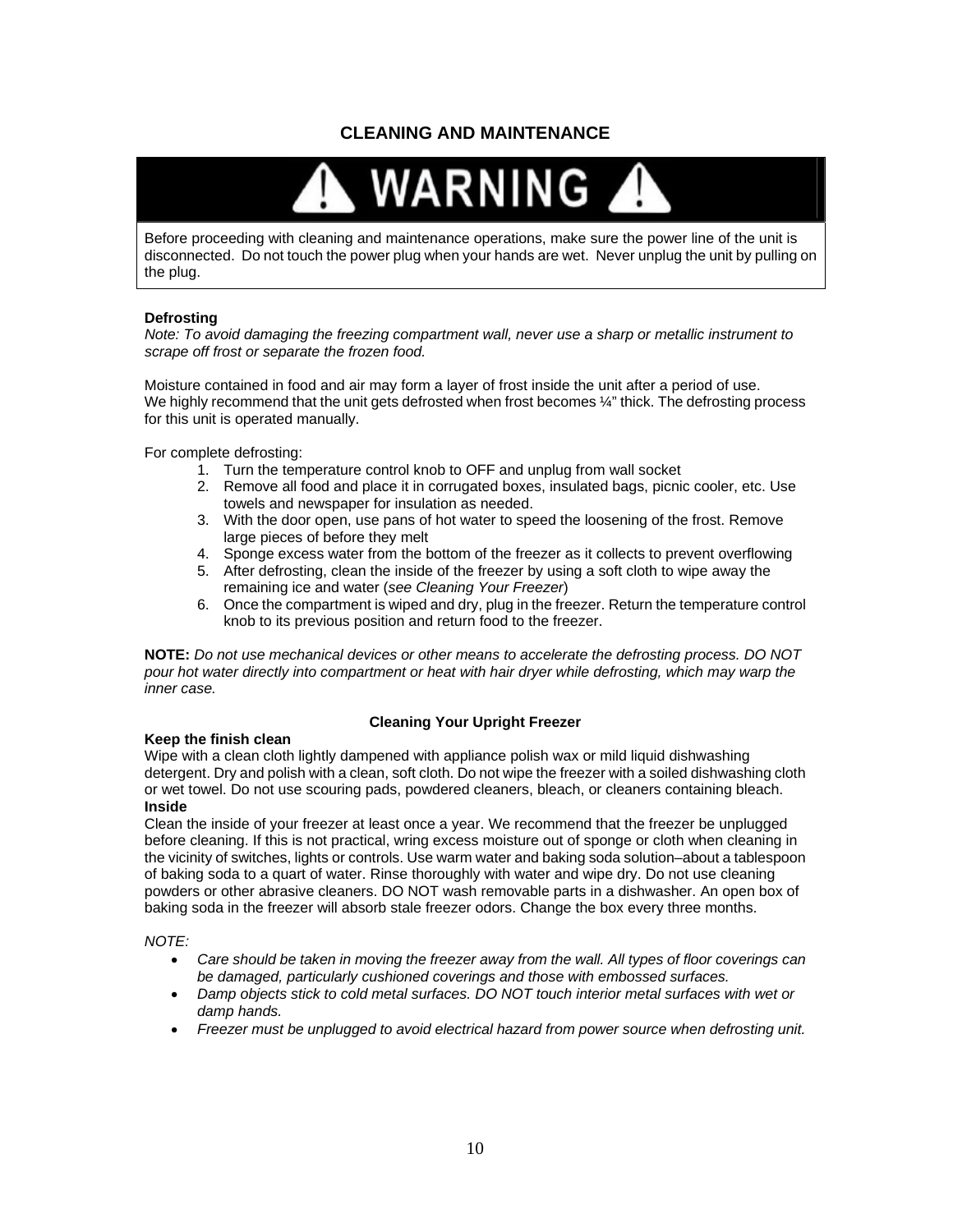# CLEANING AND MAINTENANCE

**⚠ WARNING ⚠**

Before proceeding with cleaning and maintenance operations, make sure the power line of the unit is disconnected. Do not touch the power plug when your hands are wet. Never unplug the unit by pulling on the plug.

**Defrosting**

*Note: To avoid damaging the freezing compartment wall, never use a sharp or metallic instrument to scrape off frost or separate the frozen food.*

Moisture contained in food and air may form a layer of frost inside the unit after a period of use. We highly recommend that the unit gets defrosted when frost becomes ¼" thick. The defrosting process for this unit is operated manually.

For complete defrosting:

1. Turn the temperature control knob to OFF and unplug from wall socket
2. Remove all food and place it in corrugated boxes, insulated bags, picnic cooler, etc. Use towels and newspaper for insulation as needed.
3. With the door open, use pans of hot water to speed the loosening of the frost. Remove large pieces of before they melt
4. Sponge excess water from the bottom of the freezer as it collects to prevent overflowing
5. After defrosting, clean the inside of the freezer by using a soft cloth to wipe away the remaining ice and water (*see Cleaning Your Freezer*)
6. Once the compartment is wiped and dry, plug in the freezer. Return the temperature control knob to its previous position and return food to the freezer.

**NOTE:** *Do not use mechanical devices or other means to accelerate the defrosting process. DO NOT pour hot water directly into compartment or heat with hair dryer while defrosting, which may warp the inner case.*

### Cleaning Your Upright Freezer

**Keep the finish clean**

Wipe with a clean cloth lightly dampened with appliance polish wax or mild liquid dishwashing detergent. Dry and polish with a clean, soft cloth. Do not wipe the freezer with a soiled dishwashing cloth or wet towel. Do not use scouring pads, powdered cleaners, bleach, or cleaners containing bleach.

**Inside**

Clean the inside of your freezer at least once a year. We recommend that the freezer be unplugged before cleaning. If this is not practical, wring excess moisture out of sponge or cloth when cleaning in the vicinity of switches, lights or controls. Use warm water and baking soda solution–about a tablespoon of baking soda to a quart of water. Rinse thoroughly with water and wipe dry. Do not use cleaning powders or other abrasive cleaners. DO NOT wash removable parts in a dishwasher. An open box of baking soda in the freezer will absorb stale freezer odors. Change the box every three months.

*NOTE:*

- *Care should be taken in moving the freezer away from the wall. All types of floor coverings can be damaged, particularly cushioned coverings and those with embossed surfaces.*
- *Damp objects stick to cold metal surfaces. DO NOT touch interior metal surfaces with wet or damp hands.*
- *Freezer must be unplugged to avoid electrical hazard from power source when defrosting unit.*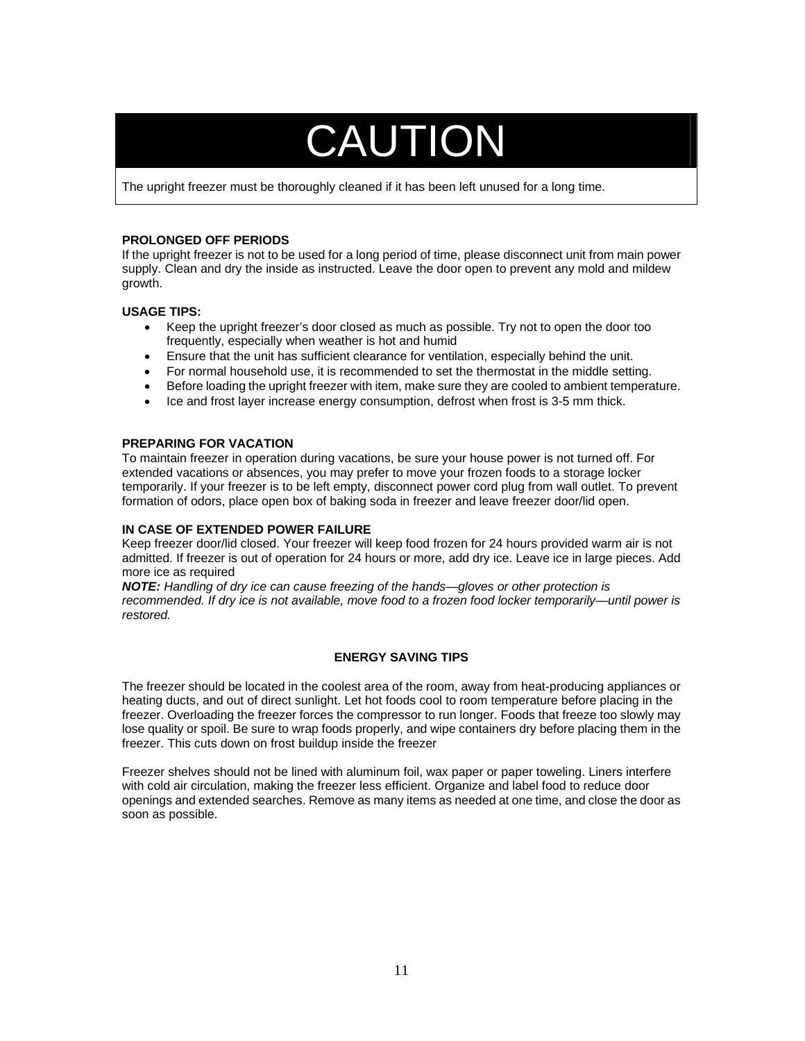# CAUTION

The upright freezer must be thoroughly cleaned if it has been left unused for a long time.

**PROLONGED OFF PERIODS**
If the upright freezer is not to be used for a long period of time, please disconnect unit from main power supply. Clean and dry the inside as instructed. Leave the door open to prevent any mold and mildew growth.

**USAGE TIPS:**

- Keep the upright freezer's door closed as much as possible. Try not to open the door too frequently, especially when weather is hot and humid
- Ensure that the unit has sufficient clearance for ventilation, especially behind the unit.
- For normal household use, it is recommended to set the thermostat in the middle setting.
- Before loading the upright freezer with item, make sure they are cooled to ambient temperature.
- Ice and frost layer increase energy consumption, defrost when frost is 3-5 mm thick.

**PREPARING FOR VACATION**
To maintain freezer in operation during vacations, be sure your house power is not turned off. For extended vacations or absences, you may prefer to move your frozen foods to a storage locker temporarily. If your freezer is to be left empty, disconnect power cord plug from wall outlet. To prevent formation of odors, place open box of baking soda in freezer and leave freezer door/lid open.

**IN CASE OF EXTENDED POWER FAILURE**
Keep freezer door/lid closed. Your freezer will keep food frozen for 24 hours provided warm air is not admitted. If freezer is out of operation for 24 hours or more, add dry ice. Leave ice in large pieces. Add more ice as required
***NOTE:*** *Handling of dry ice can cause freezing of the hands—gloves or other protection is recommended. If dry ice is not available, move food to a frozen food locker temporarily—until power is restored.*

**ENERGY SAVING TIPS**

The freezer should be located in the coolest area of the room, away from heat-producing appliances or heating ducts, and out of direct sunlight. Let hot foods cool to room temperature before placing in the freezer. Overloading the freezer forces the compressor to run longer. Foods that freeze too slowly may lose quality or spoil. Be sure to wrap foods properly, and wipe containers dry before placing them in the freezer. This cuts down on frost buildup inside the freezer

Freezer shelves should not be lined with aluminum foil, wax paper or paper toweling. Liners interfere with cold air circulation, making the freezer less efficient. Organize and label food to reduce door openings and extended searches. Remove as many items as needed at one time, and close the door as soon as possible.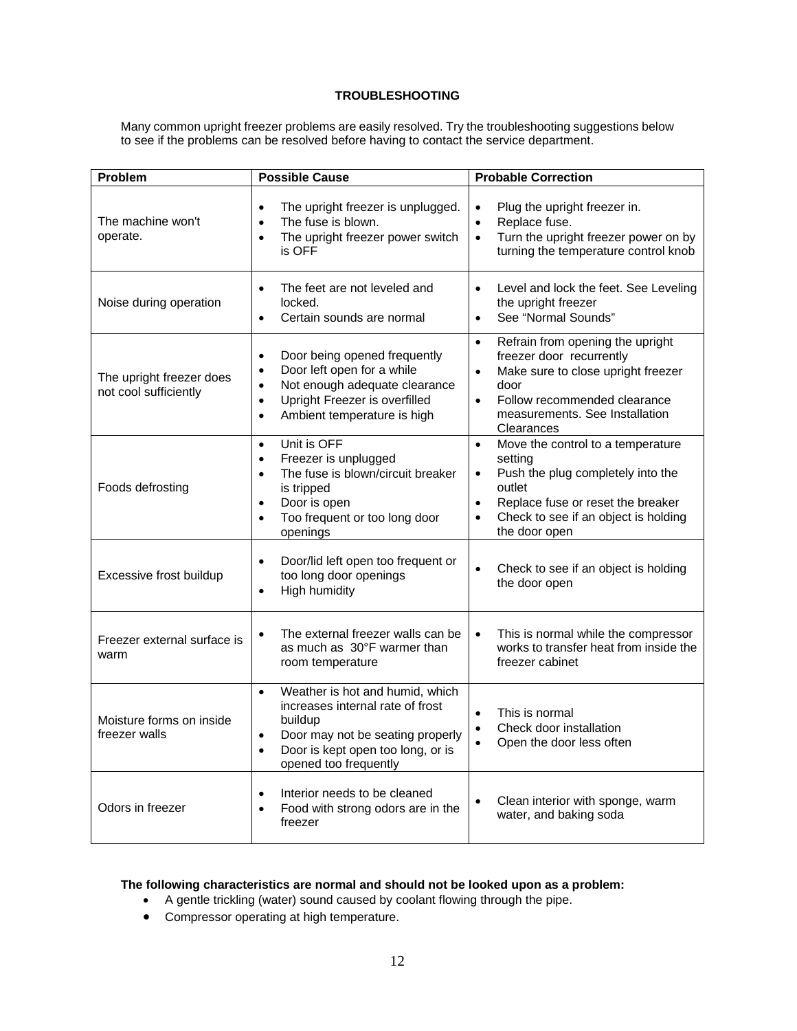## TROUBLESHOOTING

Many common upright freezer problems are easily resolved. Try the troubleshooting suggestions below to see if the problems can be resolved before having to contact the service department.

| Problem | Possible Cause | Probable Correction |
|---|---|---|
| The machine won't operate. | • The upright freezer is unplugged.<br>• The fuse is blown.<br>• The upright freezer power switch is OFF | • Plug the upright freezer in.<br>• Replace fuse.<br>• Turn the upright freezer power on by turning the temperature control knob |
| Noise during operation | • The feet are not leveled and locked.<br>• Certain sounds are normal | • Level and lock the feet. See Leveling the upright freezer<br>• See "Normal Sounds" |
| The upright freezer does not cool sufficiently | • Door being opened frequently<br>• Door left open for a while<br>• Not enough adequate clearance<br>• Upright Freezer is overfilled<br>• Ambient temperature is high | • Refrain from opening the upright freezer door recurrently<br>• Make sure to close upright freezer door<br>• Follow recommended clearance measurements. See Installation Clearances |
| Foods defrosting | • Unit is OFF<br>• Freezer is unplugged<br>• The fuse is blown/circuit breaker is tripped<br>• Door is open<br>• Too frequent or too long door openings | • Move the control to a temperature setting<br>• Push the plug completely into the outlet<br>• Replace fuse or reset the breaker<br>• Check to see if an object is holding the door open |
| Excessive frost buildup | • Door/lid left open too frequent or too long door openings<br>• High humidity | • Check to see if an object is holding the door open |
| Freezer external surface is warm | • The external freezer walls can be as much as 30°F warmer than room temperature | • This is normal while the compressor works to transfer heat from inside the freezer cabinet |
| Moisture forms on inside freezer walls | • Weather is hot and humid, which increases internal rate of frost buildup<br>• Door may not be seating properly<br>• Door is kept open too long, or is opened too frequently | • This is normal<br>• Check door installation<br>• Open the door less often |
| Odors in freezer | • Interior needs to be cleaned<br>• Food with strong odors are in the freezer | • Clean interior with sponge, warm water, and baking soda |

**The following characteristics are normal and should not be looked upon as a problem:**

- A gentle trickling (water) sound caused by coolant flowing through the pipe.
- Compressor operating at high temperature.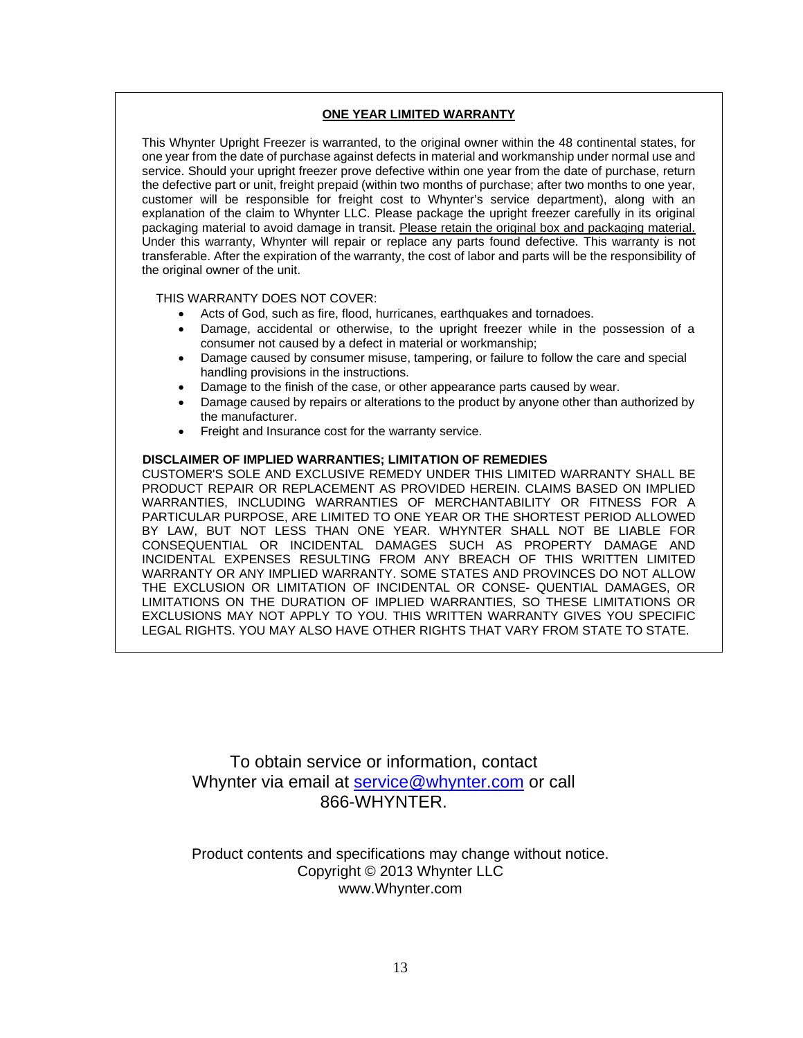## ONE YEAR LIMITED WARRANTY

This Whynter Upright Freezer is warranted, to the original owner within the 48 continental states, for one year from the date of purchase against defects in material and workmanship under normal use and service. Should your upright freezer prove defective within one year from the date of purchase, return the defective part or unit, freight prepaid (within two months of purchase; after two months to one year, customer will be responsible for freight cost to Whynter's service department), along with an explanation of the claim to Whynter LLC. Please package the upright freezer carefully in its original packaging material to avoid damage in transit. Please retain the original box and packaging material. Under this warranty, Whynter will repair or replace any parts found defective. This warranty is not transferable. After the expiration of the warranty, the cost of labor and parts will be the responsibility of the original owner of the unit.

THIS WARRANTY DOES NOT COVER:

- Acts of God, such as fire, flood, hurricanes, earthquakes and tornadoes.
- Damage, accidental or otherwise, to the upright freezer while in the possession of a consumer not caused by a defect in material or workmanship;
- Damage caused by consumer misuse, tampering, or failure to follow the care and special handling provisions in the instructions.
- Damage to the finish of the case, or other appearance parts caused by wear.
- Damage caused by repairs or alterations to the product by anyone other than authorized by the manufacturer.
- Freight and Insurance cost for the warranty service.

**DISCLAIMER OF IMPLIED WARRANTIES; LIMITATION OF REMEDIES**

CUSTOMER'S SOLE AND EXCLUSIVE REMEDY UNDER THIS LIMITED WARRANTY SHALL BE PRODUCT REPAIR OR REPLACEMENT AS PROVIDED HEREIN. CLAIMS BASED ON IMPLIED WARRANTIES, INCLUDING WARRANTIES OF MERCHANTABILITY OR FITNESS FOR A PARTICULAR PURPOSE, ARE LIMITED TO ONE YEAR OR THE SHORTEST PERIOD ALLOWED BY LAW, BUT NOT LESS THAN ONE YEAR. WHYNTER SHALL NOT BE LIABLE FOR CONSEQUENTIAL OR INCIDENTAL DAMAGES SUCH AS PROPERTY DAMAGE AND INCIDENTAL EXPENSES RESULTING FROM ANY BREACH OF THIS WRITTEN LIMITED WARRANTY OR ANY IMPLIED WARRANTY. SOME STATES AND PROVINCES DO NOT ALLOW THE EXCLUSION OR LIMITATION OF INCIDENTAL OR CONSE- QUENTIAL DAMAGES, OR LIMITATIONS ON THE DURATION OF IMPLIED WARRANTIES, SO THESE LIMITATIONS OR EXCLUSIONS MAY NOT APPLY TO YOU. THIS WRITTEN WARRANTY GIVES YOU SPECIFIC LEGAL RIGHTS. YOU MAY ALSO HAVE OTHER RIGHTS THAT VARY FROM STATE TO STATE.

To obtain service or information, contact Whynter via email at service@whynter.com or call 866-WHYNTER.

Product contents and specifications may change without notice.
Copyright © 2013 Whynter LLC
www.Whynter.com